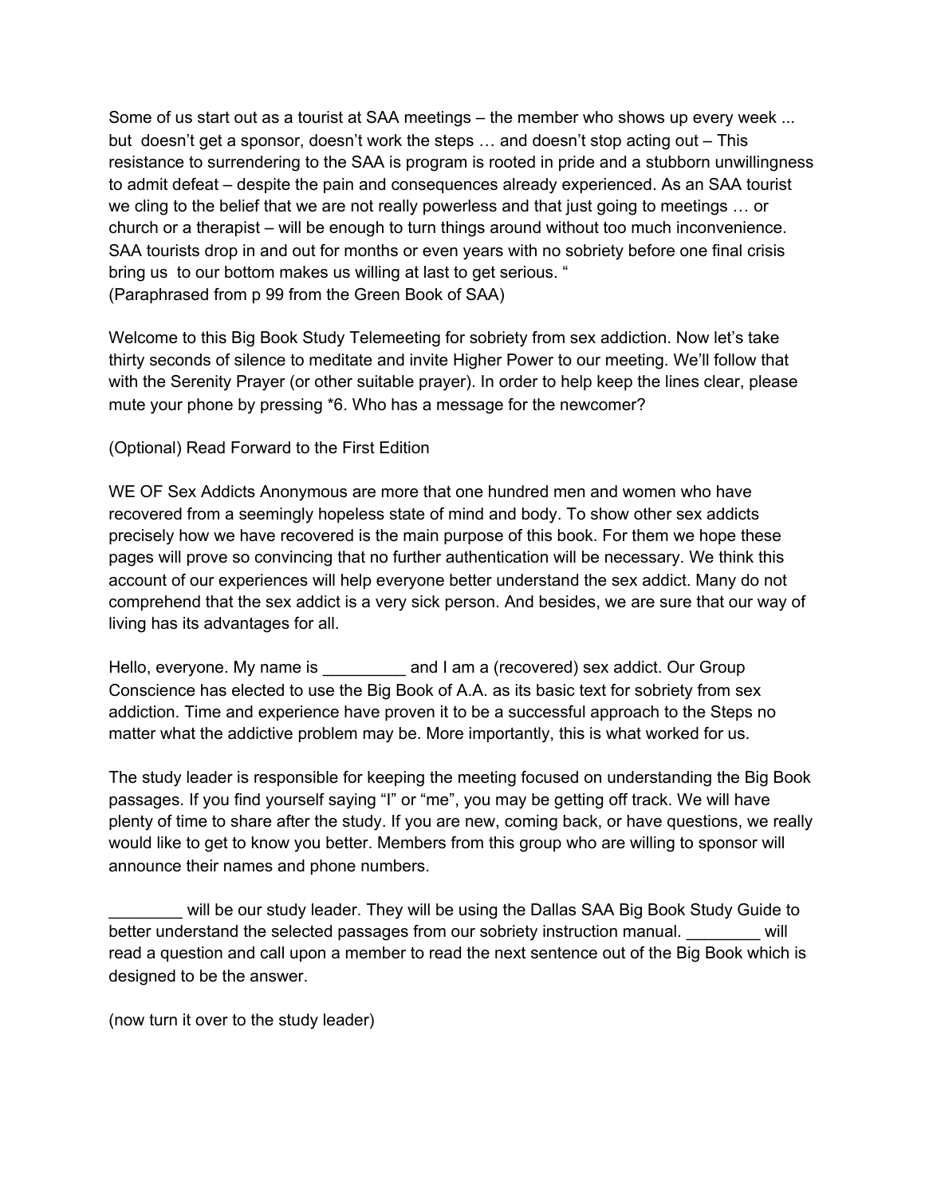Some of us start out as a tourist at SAA meetings – the member who shows up every week ... but doesn't get a sponsor, doesn't work the steps … and doesn't stop acting out – This resistance to surrendering to the SAA is program is rooted in pride and a stubborn unwillingness to admit defeat – despite the pain and consequences already experienced. As an SAA tourist we cling to the belief that we are not really powerless and that just going to meetings … or church or a therapist – will be enough to turn things around without too much inconvenience. SAA tourists drop in and out for months or even years with no sobriety before one final crisis bring us to our bottom makes us willing at last to get serious. "
(Paraphrased from p 99 from the Green Book of SAA)

Welcome to this Big Book Study Telemeeting for sobriety from sex addiction. Now let's take thirty seconds of silence to meditate and invite Higher Power to our meeting. We'll follow that with the Serenity Prayer (or other suitable prayer). In order to help keep the lines clear, please mute your phone by pressing *6. Who has a message for the newcomer?

(Optional) Read Forward to the First Edition

WE OF Sex Addicts Anonymous are more that one hundred men and women who have recovered from a seemingly hopeless state of mind and body. To show other sex addicts precisely how we have recovered is the main purpose of this book. For them we hope these pages will prove so convincing that no further authentication will be necessary. We think this account of our experiences will help everyone better understand the sex addict. Many do not comprehend that the sex addict is a very sick person. And besides, we are sure that our way of living has its advantages for all.

Hello, everyone. My name is _________ and I am a (recovered) sex addict. Our Group Conscience has elected to use the Big Book of A.A. as its basic text for sobriety from sex addiction. Time and experience have proven it to be a successful approach to the Steps no matter what the addictive problem may be. More importantly, this is what worked for us.

The study leader is responsible for keeping the meeting focused on understanding the Big Book passages. If you find yourself saying "I" or "me", you may be getting off track. We will have plenty of time to share after the study. If you are new, coming back, or have questions, we really would like to get to know you better. Members from this group who are willing to sponsor will announce their names and phone numbers.

________ will be our study leader. They will be using the Dallas SAA Big Book Study Guide to better understand the selected passages from our sobriety instruction manual. ________ will read a question and call upon a member to read the next sentence out of the Big Book which is designed to be the answer.

(now turn it over to the study leader)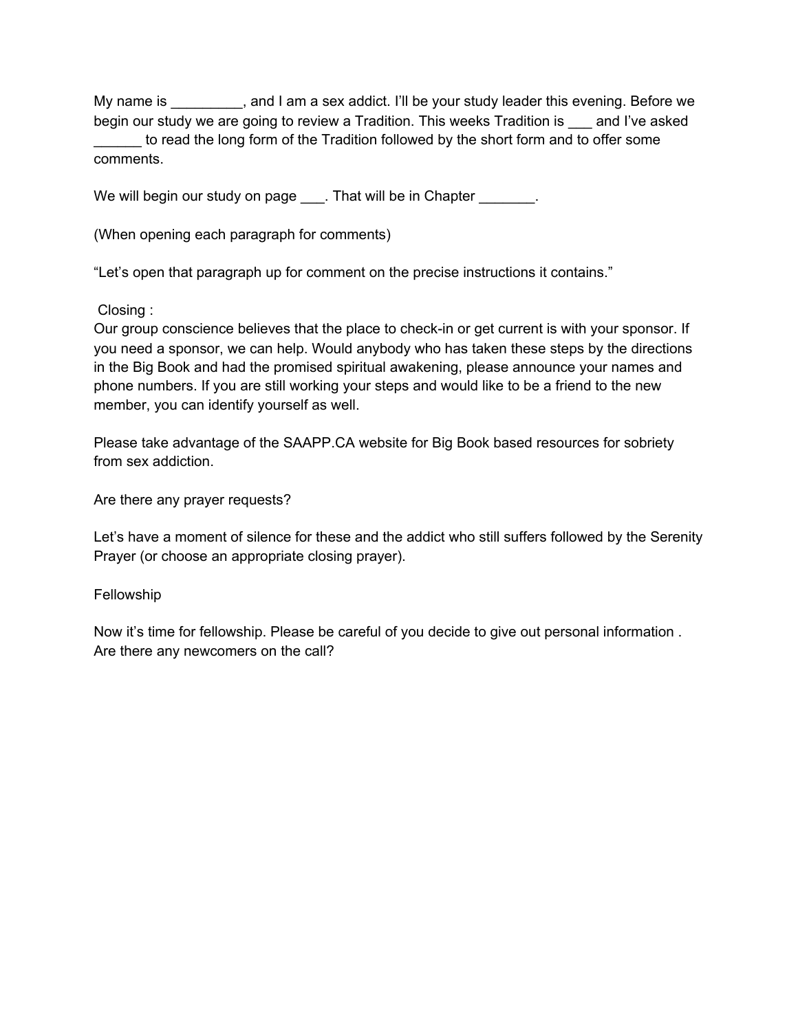My name is _________, and I am a sex addict. I'll be your study leader this evening. Before we begin our study we are going to review a Tradition. This weeks Tradition is ___ and I've asked ______ to read the long form of the Tradition followed by the short form and to offer some comments.

We will begin our study on page ___. That will be in Chapter _______.

(When opening each paragraph for comments)

"Let's open that paragraph up for comment on the precise instructions it contains."

Closing :

Our group conscience believes that the place to check-in or get current is with your sponsor. If you need a sponsor, we can help. Would anybody who has taken these steps by the directions in the Big Book and had the promised spiritual awakening, please announce your names and phone numbers. If you are still working your steps and would like to be a friend to the new member, you can identify yourself as well.

Please take advantage of the SAAPP.CA website for Big Book based resources for sobriety from sex addiction.

Are there any prayer requests?

Let's have a moment of silence for these and the addict who still suffers followed by the Serenity Prayer (or choose an appropriate closing prayer).

Fellowship

Now it's time for fellowship. Please be careful of you decide to give out personal information . Are there any newcomers on the call?